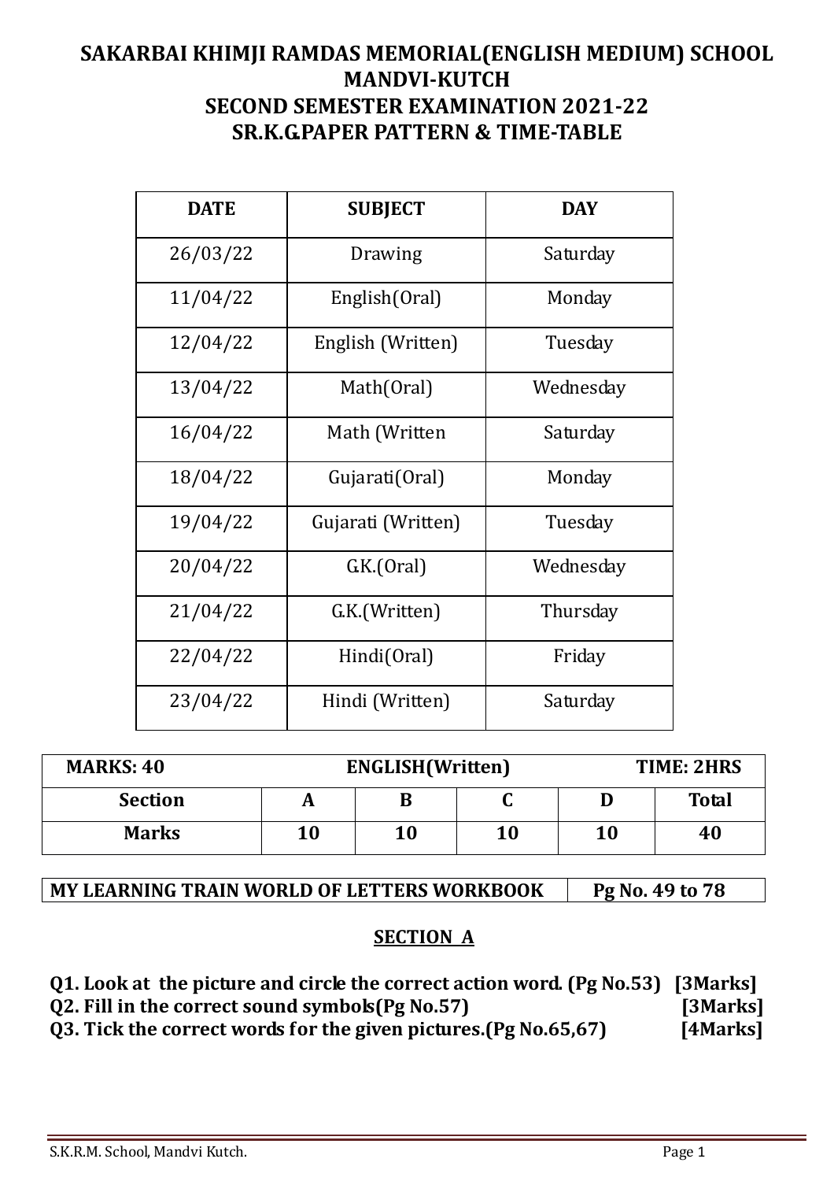# SAKARBAI KHIMJI RAMDAS MEMORIAL(ENGLISH MEDIUM) SCHOOL
## MANDVI-KUTCH
## SECOND SEMESTER EXAMINATION 2021-22
## SR.K.G.PAPER PATTERN & TIME-TABLE

| DATE | SUBJECT | DAY |
|---|---|---|
| 26/03/22 | Drawing | Saturday |
| 11/04/22 | English(Oral) | Monday |
| 12/04/22 | English (Written) | Tuesday |
| 13/04/22 | Math(Oral) | Wednesday |
| 16/04/22 | Math (Written | Saturday |
| 18/04/22 | Gujarati(Oral) | Monday |
| 19/04/22 | Gujarati (Written) | Tuesday |
| 20/04/22 | G.K.(Oral) | Wednesday |
| 21/04/22 | G.K.(Written) | Thursday |
| 22/04/22 | Hindi(Oral) | Friday |
| 23/04/22 | Hindi (Written) | Saturday |

| MARKS: 40 | | ENGLISH(Written) | | | TIME: 2HRS |
|---|---|---|---|---|---|
| **Section** | **A** | **B** | **C** | **D** | **Total** |
| **Marks** | **10** | **10** | **10** | **10** | **40** |

| MY LEARNING TRAIN WORLD OF LETTERS WORKBOOK | Pg No. 49 to 78 |
|---|---|

## SECTION A

**Q1. Look at the picture and circle the correct action word. (Pg No.53) [3Marks]**
**Q2. Fill in the correct sound symbols(Pg No.57) [3Marks]**
**Q3. Tick the correct words for the given pictures.(Pg No.65,67) [4Marks]**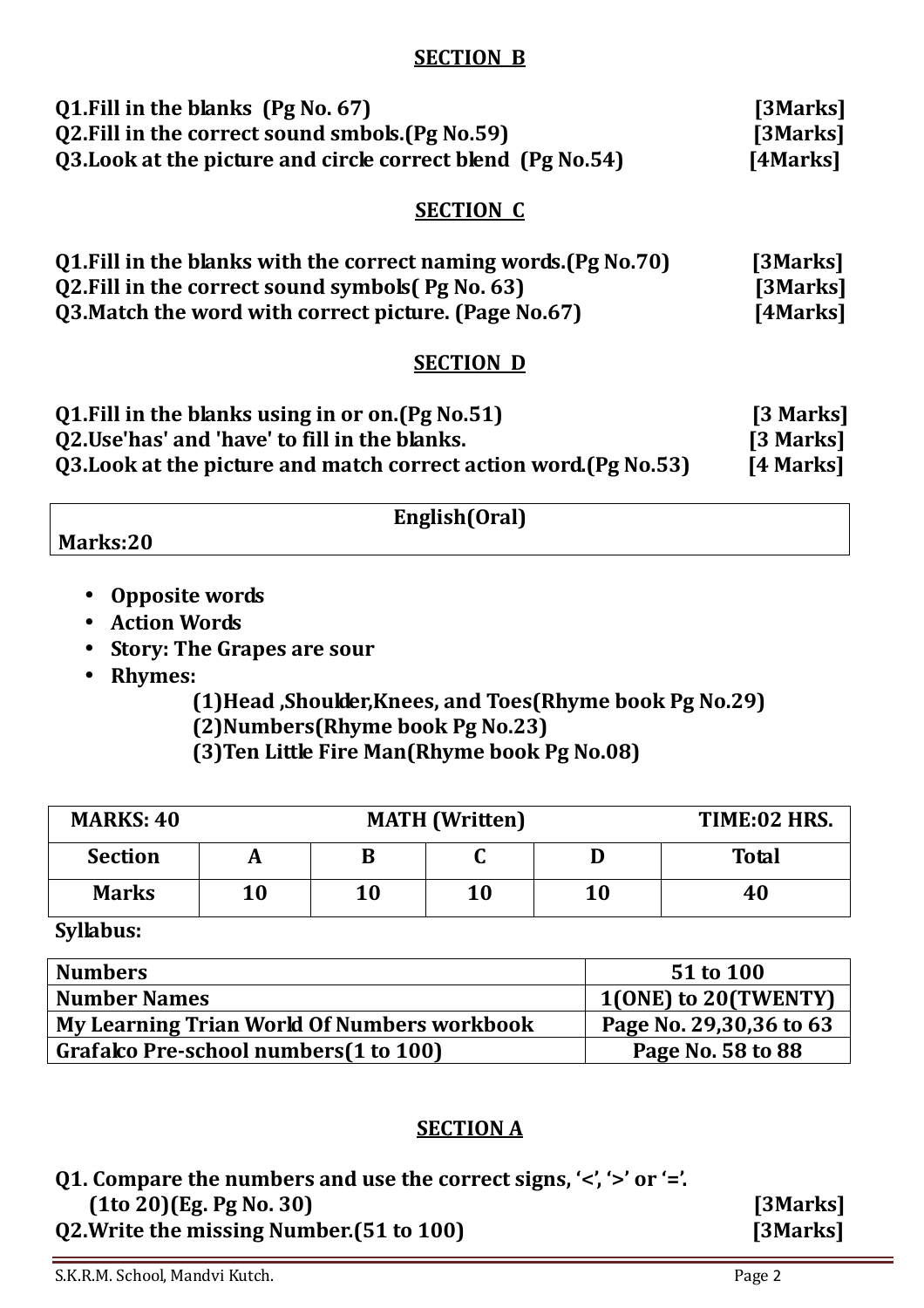## SECTION B

**Q1.Fill in the blanks (Pg No. 67)** **[3Marks]**
**Q2.Fill in the correct sound smbols.(Pg No.59)** **[3Marks]**
**Q3.Look at the picture and circle correct blend (Pg No.54)** **[4Marks]**

## SECTION C

**Q1.Fill in the blanks with the correct naming words.(Pg No.70)** **[3Marks]**
**Q2.Fill in the correct sound symbols( Pg No. 63)** **[3Marks]**
**Q3.Match the word with correct picture. (Page No.67)** **[4Marks]**

## SECTION D

**Q1.Fill in the blanks using in or on.(Pg No.51)** **[3 Marks]**
**Q2.Use'has' and 'have' to fill in the blanks.** **[3 Marks]**
**Q3.Look at the picture and match correct action word.(Pg No.53)** **[4 Marks]**

| English(Oral) |
|---|
| Marks:20 |

- **Opposite words**
- **Action Words**
- **Story: The Grapes are sour**
- **Rhymes:**
  - **(1)Head ,Shoulder,Knees, and Toes(Rhyme book Pg No.29)**
  - **(2)Numbers(Rhyme book Pg No.23)**
  - **(3)Ten Little Fire Man(Rhyme book Pg No.08)**

| MARKS: 40 | | MATH (Written) | | | TIME:02 HRS. |
|---|---|---|---|---|---|
| **Section** | **A** | **B** | **C** | **D** | **Total** |
| **Marks** | **10** | **10** | **10** | **10** | **40** |

**Syllabus:**

| | |
|---|---|
| Numbers | 51 to 100 |
| Number Names | 1(ONE) to 20(TWENTY) |
| My Learning Trian World Of Numbers workbook | Page No. 29,30,36 to 63 |
| Grafalco Pre-school numbers(1 to 100) | Page No. 58 to 88 |

## SECTION A

**Q1. Compare the numbers and use the correct signs, '<', '>' or '='.**
**(1to 20)(Eg. Pg No. 30)** **[3Marks]**
**Q2.Write the missing Number.(51 to 100)** **[3Marks]**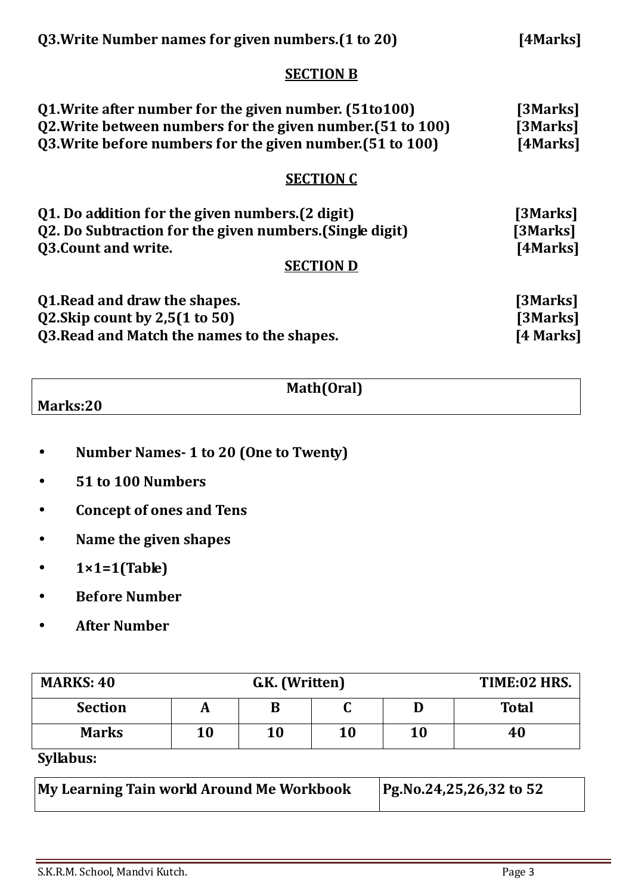**Q3.Write Number names for given numbers.(1 to 20) [4Marks]**

## SECTION B

**Q1.Write after number for the given number. (51to100) [3Marks]**
**Q2.Write between numbers for the given number.(51 to 100) [3Marks]**
**Q3.Write before numbers for the given number.(51 to 100) [4Marks]**

## SECTION C

**Q1. Do addition for the given numbers.(2 digit) [3Marks]**
**Q2. Do Subtraction for the given numbers.(Single digit) [3Marks]**
**Q3.Count and write. [4Marks]**

## SECTION D

**Q1.Read and draw the shapes. [3Marks]**
**Q2.Skip count by 2,5(1 to 50) [3Marks]**
**Q3.Read and Match the names to the shapes. [4 Marks]**

| Math(Oral) |
|---|
| Marks:20 |

- **Number Names- 1 to 20 (One to Twenty)**
- **51 to 100 Numbers**
- **Concept of ones and Tens**
- **Name the given shapes**
- **1×1=1(Table)**
- **Before Number**
- **After Number**

| MARKS: 40 | G.K. (Written) | | | | TIME:02 HRS. |
|---|---|---|---|---|---|
| **Section** | **A** | **B** | **C** | **D** | **Total** |
| **Marks** | **10** | **10** | **10** | **10** | **40** |

**Syllabus:**

| My Learning Tain world Around Me Workbook | Pg.No.24,25,26,32 to 52 |
|---|---|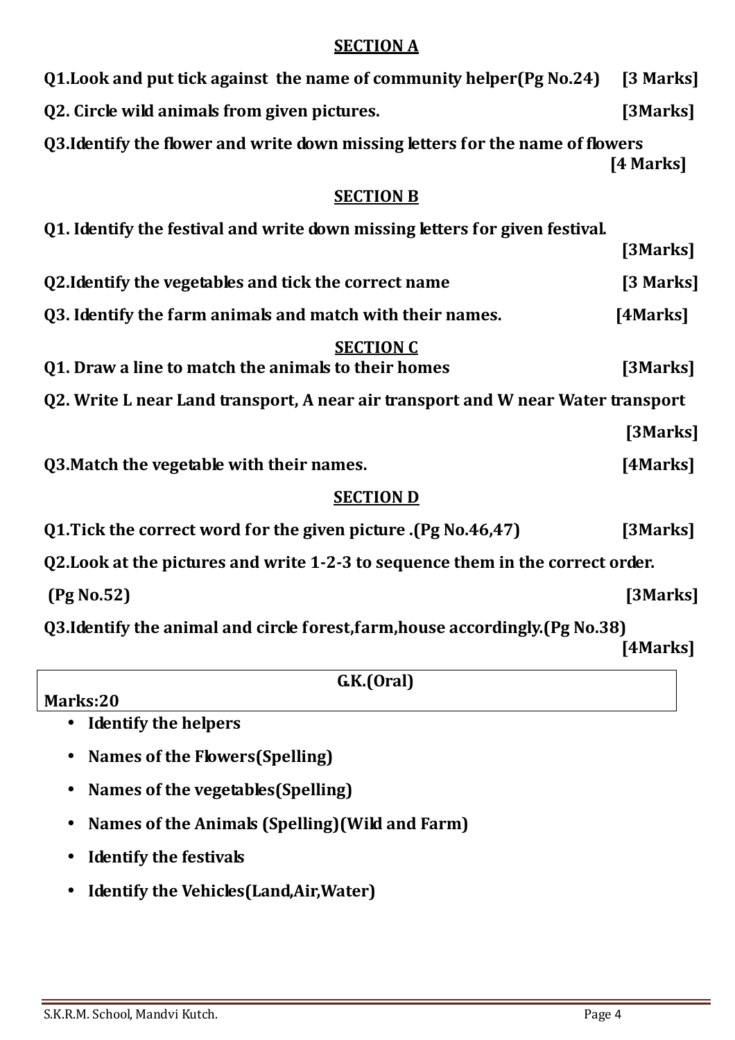## SECTION A

**Q1.Look and put tick against the name of community helper(Pg No.24) [3 Marks]**

**Q2. Circle wild animals from given pictures. [3Marks]**

**Q3.Identify the flower and write down missing letters for the name of flowers [4 Marks]**

## SECTION B

**Q1. Identify the festival and write down missing letters for given festival. [3Marks]**

**Q2.Identify the vegetables and tick the correct name [3 Marks]**

**Q3. Identify the farm animals and match with their names. [4Marks]**

## SECTION C

**Q1. Draw a line to match the animals to their homes [3Marks]**

**Q2. Write L near Land transport, A near air transport and W near Water transport [3Marks]**

**Q3.Match the vegetable with their names. [4Marks]**

## SECTION D

**Q1.Tick the correct word for the given picture .(Pg No.46,47) [3Marks]**

**Q2.Look at the pictures and write 1-2-3 to sequence them in the correct order. (Pg No.52) [3Marks]**

**Q3.Identify the animal and circle forest,farm,house accordingly.(Pg No.38) [4Marks]**

| G.K.(Oral) Marks:20 |
|---|

- **Identify the helpers**
- **Names of the Flowers(Spelling)**
- **Names of the vegetables(Spelling)**
- **Names of the Animals (Spelling)(Wild and Farm)**
- **Identify the festivals**
- **Identify the Vehicles(Land,Air,Water)**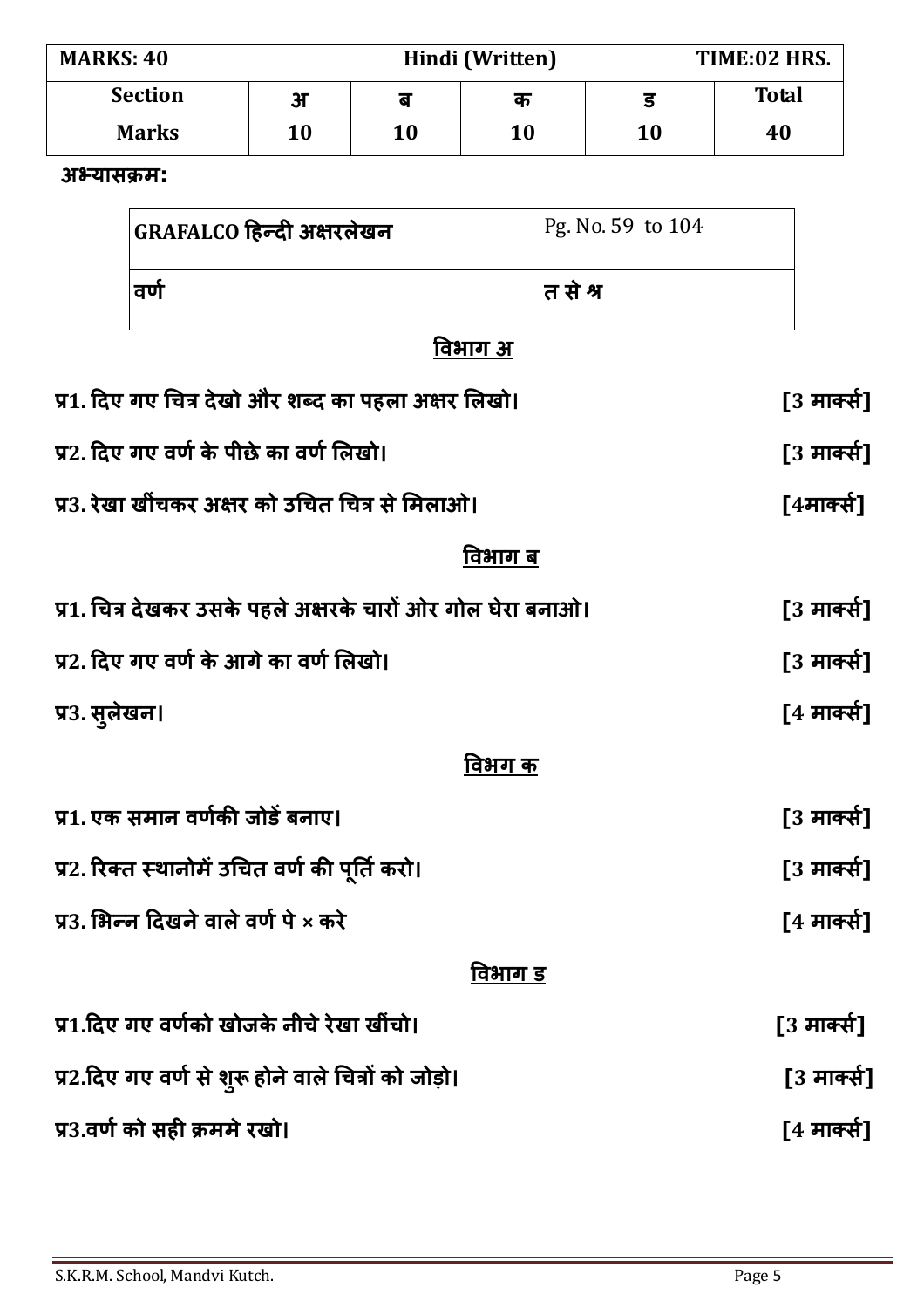| MARKS: 40 | | Hindi (Written) | | TIME:02 HRS. | |
|---|---|---|---|---|---|
| **Section** | **अ** | **ब** | **क** | **ड** | **Total** |
| **Marks** | **10** | **10** | **10** | **10** | **40** |

**अभ्यासक्रम:**

| **GRAFALCO हिन्दी अक्षरलेखन** | Pg. No. 59 to 104 |
|---|---|
| **वर्ण** | **त से श्र** |

## विभाग अ

**प्र1. दिए गए चित्र देखो और शब्द का पहला अक्षर लिखो। [3 मार्क्स]**

**प्र2. दिए गए वर्ण के पीछे का वर्ण लिखो। [3 मार्क्स]**

**प्र3. रेखा खींचकर अक्षर को उचित चित्र से मिलाओ। [4मार्क्स]**

## विभाग ब

**प्र1. चित्र देखकर उसके पहले अक्षरके चारों ओर गोल घेरा बनाओ। [3 मार्क्स]**

**प्र2. दिए गए वर्ण के आगे का वर्ण लिखो। [3 मार्क्स]**

**प्र3. सुलेखन। [4 मार्क्स]**

## विभग क

**प्र1. एक समान वर्णकी जोडें बनाए। [3 मार्क्स]**

**प्र2. रिक्त स्थानोमें उचित वर्ण की पूर्ति करो। [3 मार्क्स]**

**प्र3. भिन्न दिखने वाले वर्ण पे × करे [4 मार्क्स]**

## विभाग ड

**प्र1.दिए गए वर्णको खोजके नीचे रेखा खींचो। [3 मार्क्स]**

**प्र2.दिए गए वर्ण से शुरू होने वाले चित्रों को जोड़ो। [3 मार्क्स]**

**प्र3.वर्ण को सही क्रममे रखो। [4 मार्क्स]**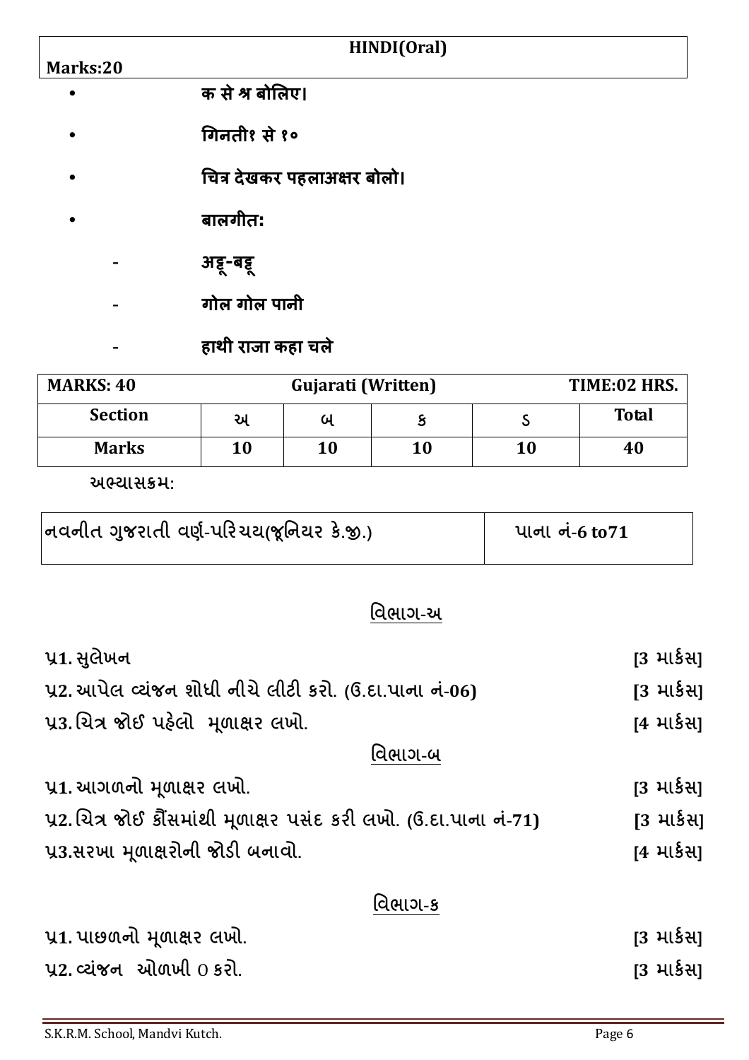| HINDI(Oral) |
|---|
| Marks:20 |

- क से श्र बोलिए।
- गिनती१ से १०
- चित्र देखकर पहलाअक्षर बोलो।
- बालगीत:
    - अट्टू-बट्टू
    - गोल गोल पानी
    - हाथी राजा कहा चले

| MARKS: 40 | | Gujarati (Written) | | | TIME:02 HRS. |
|---|---|---|---|---|---|
| **Section** | અ | બ | ક | ડ | **Total** |
| **Marks** | **10** | **10** | **10** | **10** | **40** |

અભ્યાસક્રમ:

| નવનીત ગુજરાતી વર્ણ-પરિચય(જૂનિયર કે.જી.) | પાના નં-6 to71 |
|---|---|

## વિભાગ-અ

**પ્ર1.** સુલેખન [3 માર્કસ]

**પ્ર2.** આપેલ વ્યંજન શોધી નીચે લીટી કરો. (ઉ.દા.પાના નં-**06**) [3 માર્કસ]

**પ્ર3.** ચિત્ર જોઈ પહેલો મૂળાક્ષર લખો. [4 માર્કસ]

## વિભાગ-બ

**પ્ર1.** આગળનો મૂળાક્ષર લખો. [3 માર્કસ]

**પ્ર2.** ચિત્ર જોઈ કૌંસમાંથી મૂળાક્ષર પસંદ કરી લખો. (ઉ.દા.પાના નં-**71**) [3 માર્કસ]

**પ્ર3.** સરખા મૂળાક્ષરોની જોડી બનાવો. [4 માર્કસ]

## વિભાગ-ક

**પ્ર1.** પાછળનો મૂળાક્ષર લખો. [3 માર્કસ]

**પ્ર2.** વ્યંજન ઓળખી O કરો. [3 માર્કસ]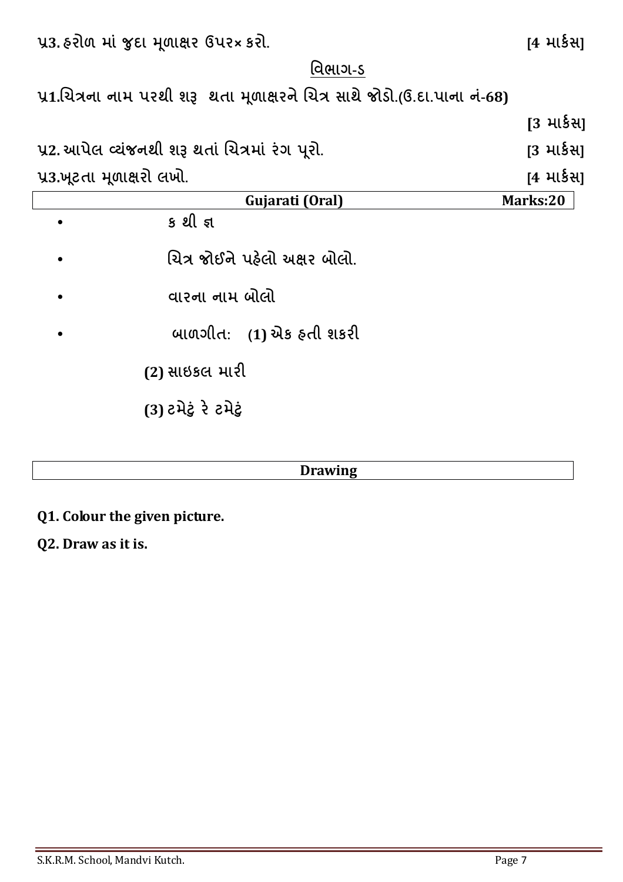**પ્ર3. હરોળ માં જુદા મૂળાક્ષર ઉપર× કરો.** **[4 માર્કસ]**

## વિભાગ-ડ

**પ્ર1.ચિત્રના નામ પરથી શરૂ થતા મૂળાક્ષરને ચિત્ર સાથે જોડો.(ઉ.દા.પાના નં-68)** **[3 માર્કસ]**

**પ્ર2. આપેલ વ્યંજનથી શરૂ થતાં ચિત્રમાં રંગ પૂરો.** **[3 માર્કસ]**

**પ્ર3.ખૂટતા મૂળાક્ષરો લખો.** **[4 માર્કસ]**

| Gujarati (Oral) | Marks:20 |
|---|---|

- **ક થી જ્ઞ**
- **ચિત્ર જોઈને પહેલો અક્ષર બોલો.**
- **વારના નામ બોલો**
- **બાળગીત: (1) એક હતી શકરી**

  **(2) સાઇકલ મારી**

  **(3) ટમેટું રે ટમેટું**

| Drawing |
|---|

**Q1. Colour the given picture.**

**Q2. Draw as it is.**